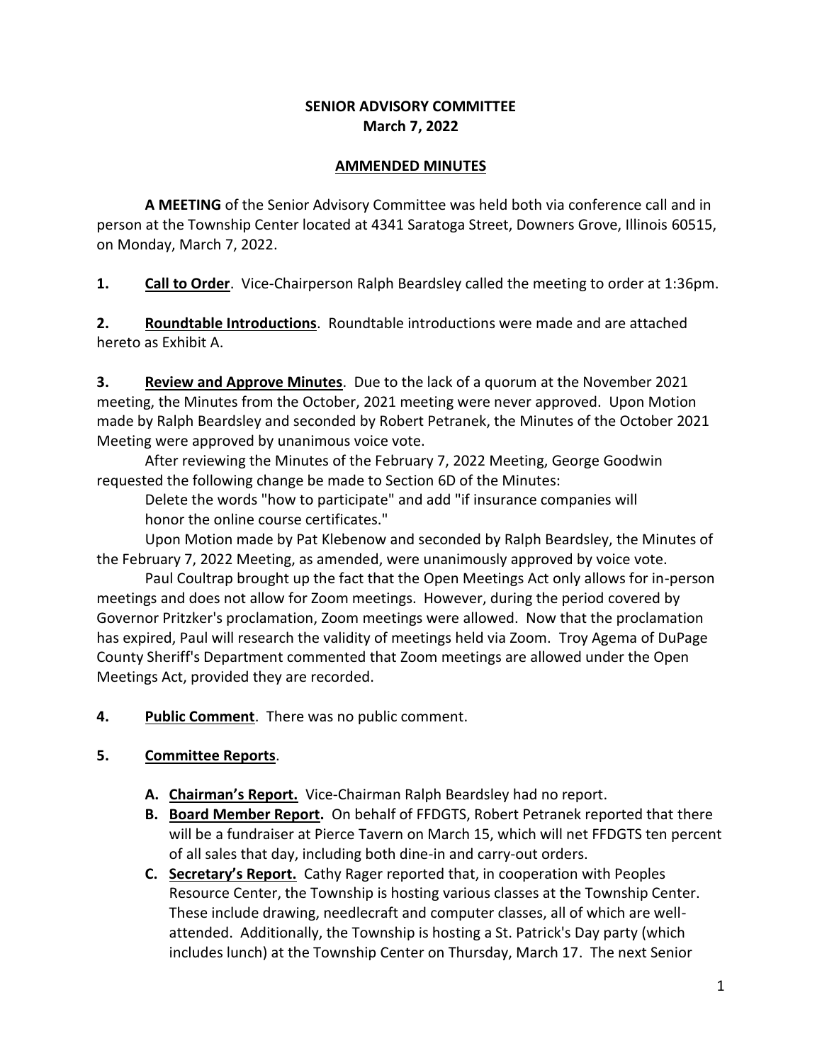**SENIOR ADVISORY COMMITTEE**
**March 7, 2022**

**AMMENDED MINUTES**

**A MEETING** of the Senior Advisory Committee was held both via conference call and in person at the Township Center located at 4341 Saratoga Street, Downers Grove, Illinois 60515, on Monday, March 7, 2022.

**1. Call to Order**. Vice-Chairperson Ralph Beardsley called the meeting to order at 1:36pm.

**2. Roundtable Introductions**. Roundtable introductions were made and are attached hereto as Exhibit A.

**3. Review and Approve Minutes**. Due to the lack of a quorum at the November 2021 meeting, the Minutes from the October, 2021 meeting were never approved. Upon Motion made by Ralph Beardsley and seconded by Robert Petranek, the Minutes of the October 2021 Meeting were approved by unanimous voice vote.

After reviewing the Minutes of the February 7, 2022 Meeting, George Goodwin requested the following change be made to Section 6D of the Minutes:

Delete the words "how to participate" and add "if insurance companies will honor the online course certificates."

Upon Motion made by Pat Klebenow and seconded by Ralph Beardsley, the Minutes of the February 7, 2022 Meeting, as amended, were unanimously approved by voice vote.

Paul Coultrap brought up the fact that the Open Meetings Act only allows for in-person meetings and does not allow for Zoom meetings. However, during the period covered by Governor Pritzker's proclamation, Zoom meetings were allowed. Now that the proclamation has expired, Paul will research the validity of meetings held via Zoom. Troy Agema of DuPage County Sheriff's Department commented that Zoom meetings are allowed under the Open Meetings Act, provided they are recorded.

**4. Public Comment**. There was no public comment.

**5. Committee Reports**.

- **A. Chairman's Report.** Vice-Chairman Ralph Beardsley had no report.
- **B. Board Member Report.** On behalf of FFDGTS, Robert Petranek reported that there will be a fundraiser at Pierce Tavern on March 15, which will net FFDGTS ten percent of all sales that day, including both dine-in and carry-out orders.
- **C. Secretary's Report.** Cathy Rager reported that, in cooperation with Peoples Resource Center, the Township is hosting various classes at the Township Center. These include drawing, needlecraft and computer classes, all of which are well-attended. Additionally, the Township is hosting a St. Patrick's Day party (which includes lunch) at the Township Center on Thursday, March 17. The next Senior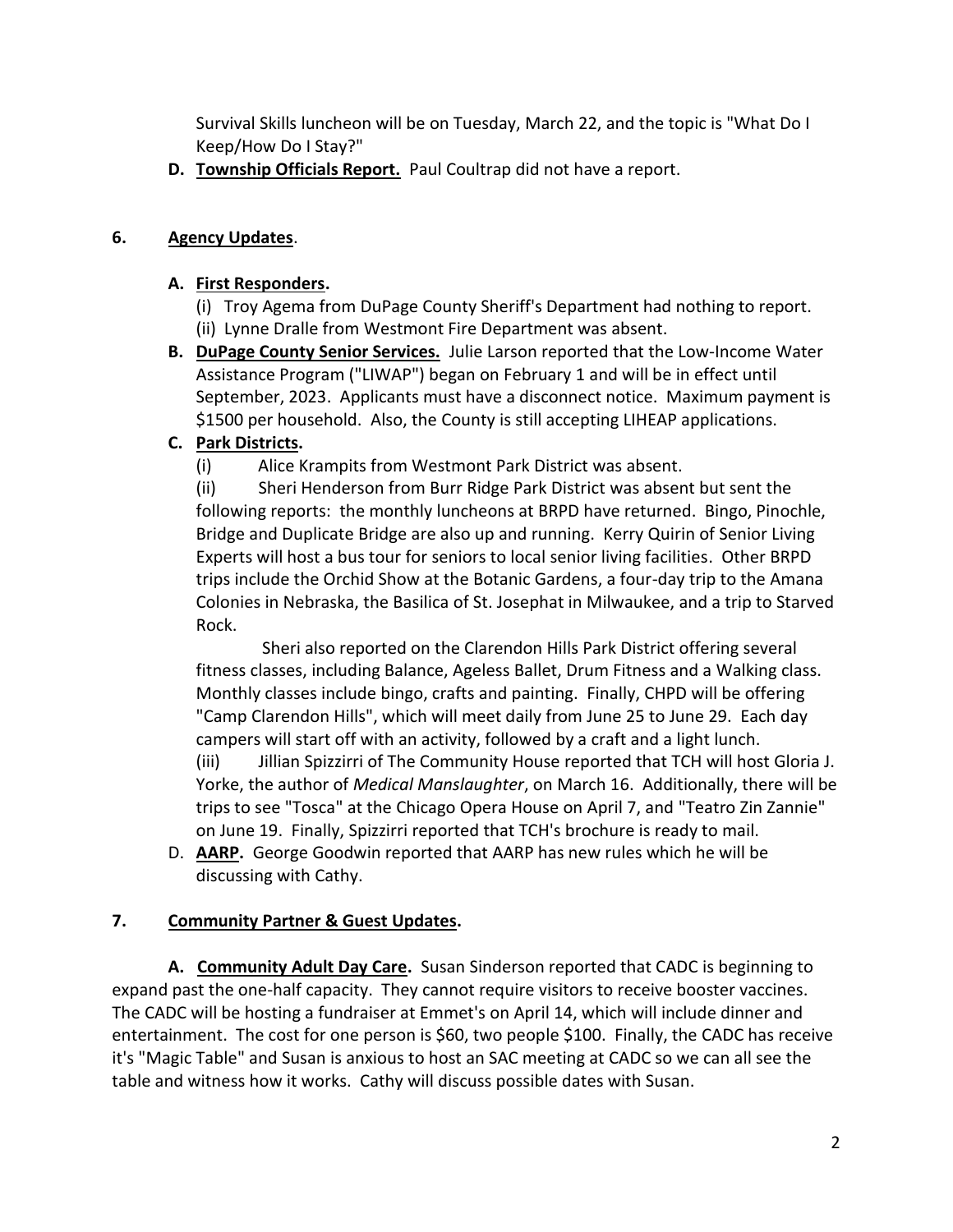Survival Skills luncheon will be on Tuesday, March 22, and the topic is "What Do I Keep/How Do I Stay?"

**D. Township Officials Report.** Paul Coultrap did not have a report.

**6. Agency Updates.**

**A. First Responders.**

(i) Troy Agema from DuPage County Sheriff's Department had nothing to report.
(ii) Lynne Dralle from Westmont Fire Department was absent.

**B. DuPage County Senior Services.** Julie Larson reported that the Low-Income Water Assistance Program ("LIWAP") began on February 1 and will be in effect until September, 2023. Applicants must have a disconnect notice. Maximum payment is $1500 per household. Also, the County is still accepting LIHEAP applications.

**C. Park Districts.**

(i) Alice Krampits from Westmont Park District was absent.

(ii) Sheri Henderson from Burr Ridge Park District was absent but sent the following reports: the monthly luncheons at BRPD have returned. Bingo, Pinochle, Bridge and Duplicate Bridge are also up and running. Kerry Quirin of Senior Living Experts will host a bus tour for seniors to local senior living facilities. Other BRPD trips include the Orchid Show at the Botanic Gardens, a four-day trip to the Amana Colonies in Nebraska, the Basilica of St. Josephat in Milwaukee, and a trip to Starved Rock.

Sheri also reported on the Clarendon Hills Park District offering several fitness classes, including Balance, Ageless Ballet, Drum Fitness and a Walking class. Monthly classes include bingo, crafts and painting. Finally, CHPD will be offering "Camp Clarendon Hills", which will meet daily from June 25 to June 29. Each day campers will start off with an activity, followed by a craft and a light lunch.

(iii) Jillian Spizzirri of The Community House reported that TCH will host Gloria J. Yorke, the author of *Medical Manslaughter*, on March 16. Additionally, there will be trips to see "Tosca" at the Chicago Opera House on April 7, and "Teatro Zin Zannie" on June 19. Finally, Spizzirri reported that TCH's brochure is ready to mail.

D. **AARP.** George Goodwin reported that AARP has new rules which he will be discussing with Cathy.

**7. Community Partner & Guest Updates.**

**A. Community Adult Day Care.** Susan Sinderson reported that CADC is beginning to expand past the one-half capacity. They cannot require visitors to receive booster vaccines. The CADC will be hosting a fundraiser at Emmet's on April 14, which will include dinner and entertainment. The cost for one person is $60, two people $100. Finally, the CADC has receive it's "Magic Table" and Susan is anxious to host an SAC meeting at CADC so we can all see the table and witness how it works. Cathy will discuss possible dates with Susan.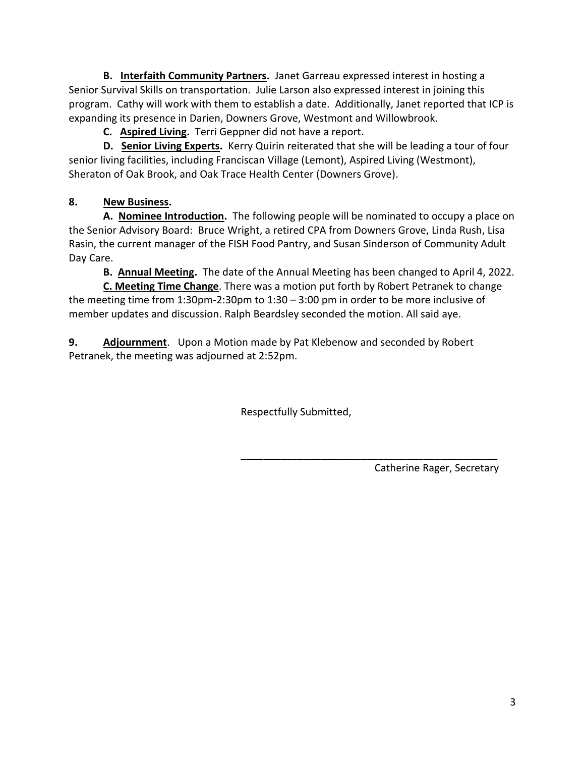**B. Interfaith Community Partners.** Janet Garreau expressed interest in hosting a Senior Survival Skills on transportation. Julie Larson also expressed interest in joining this program. Cathy will work with them to establish a date. Additionally, Janet reported that ICP is expanding its presence in Darien, Downers Grove, Westmont and Willowbrook.

**C. Aspired Living.** Terri Geppner did not have a report.

**D. Senior Living Experts.** Kerry Quirin reiterated that she will be leading a tour of four senior living facilities, including Franciscan Village (Lemont), Aspired Living (Westmont), Sheraton of Oak Brook, and Oak Trace Health Center (Downers Grove).

**8. New Business.**

**A. Nominee Introduction.** The following people will be nominated to occupy a place on the Senior Advisory Board: Bruce Wright, a retired CPA from Downers Grove, Linda Rush, Lisa Rasin, the current manager of the FISH Food Pantry, and Susan Sinderson of Community Adult Day Care.

**B. Annual Meeting.** The date of the Annual Meeting has been changed to April 4, 2022.

**C. Meeting Time Change**. There was a motion put forth by Robert Petranek to change the meeting time from 1:30pm-2:30pm to 1:30 – 3:00 pm in order to be more inclusive of member updates and discussion. Ralph Beardsley seconded the motion. All said aye.

**9. Adjournment**. Upon a Motion made by Pat Klebenow and seconded by Robert Petranek, the meeting was adjourned at 2:52pm.

Respectfully Submitted,

\_\_\_\_\_\_\_\_\_\_\_\_\_\_\_\_\_\_\_\_\_\_\_\_\_\_\_\_\_\_\_\_\_\_\_\_\_\_\_\_\_\_\_\_

Catherine Rager, Secretary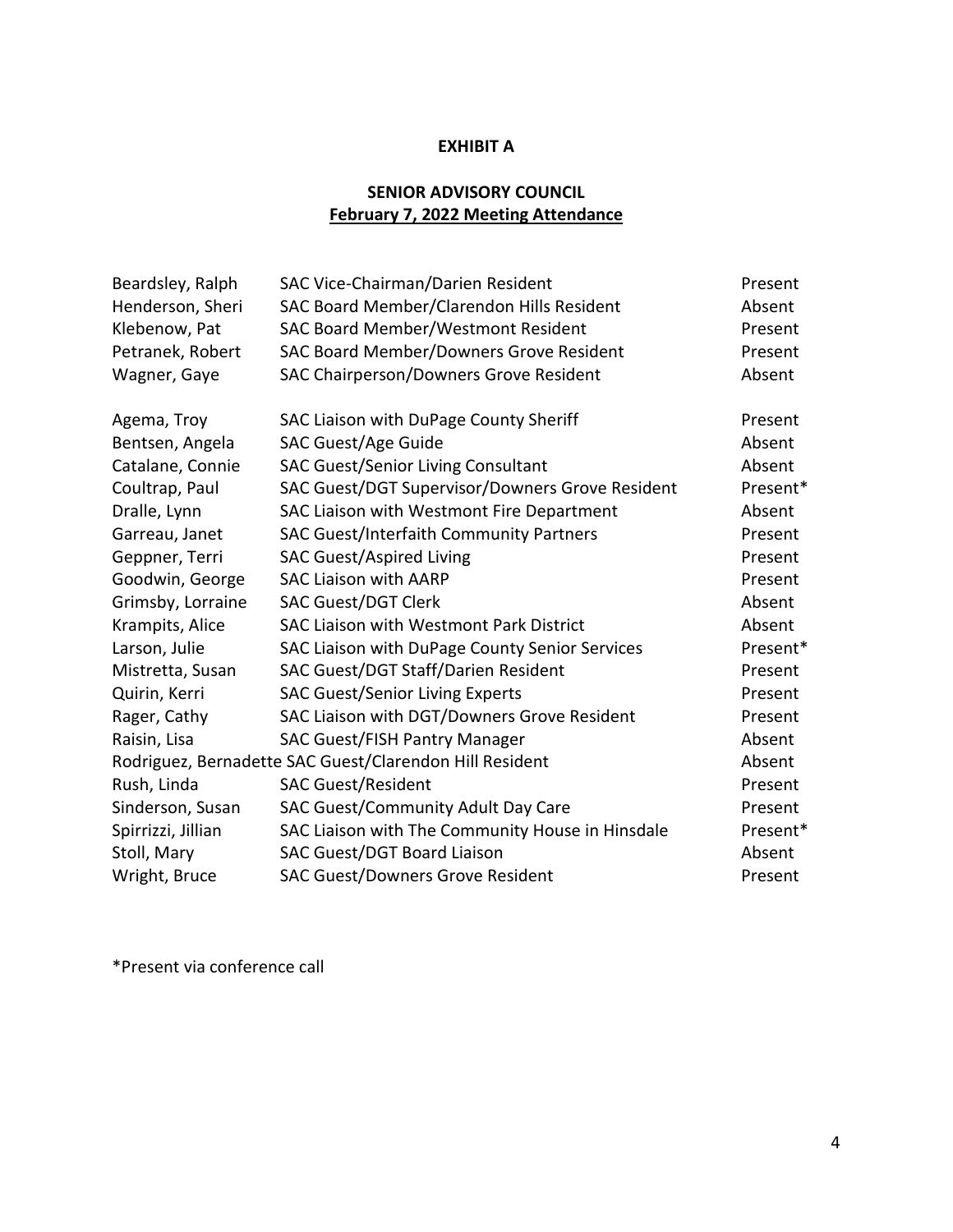**EXHIBIT A**

**SENIOR ADVISORY COUNCIL**
**February 7, 2022 Meeting Attendance**

| | | |
|---|---|---|
| Beardsley, Ralph | SAC Vice-Chairman/Darien Resident | Present |
| Henderson, Sheri | SAC Board Member/Clarendon Hills Resident | Absent |
| Klebenow, Pat | SAC Board Member/Westmont Resident | Present |
| Petranek, Robert | SAC Board Member/Downers Grove Resident | Present |
| Wagner, Gaye | SAC Chairperson/Downers Grove Resident | Absent |
| | | |
| Agema, Troy | SAC Liaison with DuPage County Sheriff | Present |
| Bentsen, Angela | SAC Guest/Age Guide | Absent |
| Catalane, Connie | SAC Guest/Senior Living Consultant | Absent |
| Coultrap, Paul | SAC Guest/DGT Supervisor/Downers Grove Resident | Present* |
| Dralle, Lynn | SAC Liaison with Westmont Fire Department | Absent |
| Garreau, Janet | SAC Guest/Interfaith Community Partners | Present |
| Geppner, Terri | SAC Guest/Aspired Living | Present |
| Goodwin, George | SAC Liaison with AARP | Present |
| Grimsby, Lorraine | SAC Guest/DGT Clerk | Absent |
| Krampits, Alice | SAC Liaison with Westmont Park District | Absent |
| Larson, Julie | SAC Liaison with DuPage County Senior Services | Present* |
| Mistretta, Susan | SAC Guest/DGT Staff/Darien Resident | Present |
| Quirin, Kerri | SAC Guest/Senior Living Experts | Present |
| Rager, Cathy | SAC Liaison with DGT/Downers Grove Resident | Present |
| Raisin, Lisa | SAC Guest/FISH Pantry Manager | Absent |
| Rodriguez, Bernadette | SAC Guest/Clarendon Hill Resident | Absent |
| Rush, Linda | SAC Guest/Resident | Present |
| Sinderson, Susan | SAC Guest/Community Adult Day Care | Present |
| Spirrizzi, Jillian | SAC Liaison with The Community House in Hinsdale | Present* |
| Stoll, Mary | SAC Guest/DGT Board Liaison | Absent |
| Wright, Bruce | SAC Guest/Downers Grove Resident | Present |

*Present via conference call